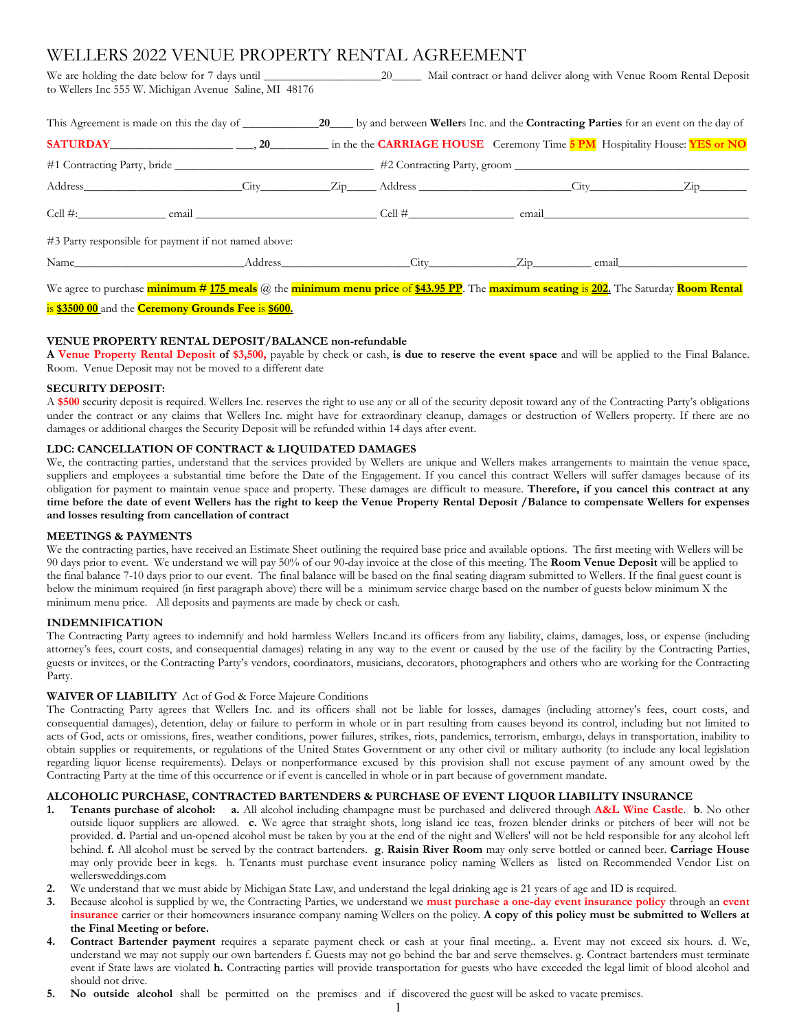# WELLERS 2022 VENUE PROPERTY RENTAL AGREEMENT

We are holding the date below for 7 days until ____________________20_____ Mail contract or hand deliver along with Venue Room Rental Deposit to Wellers Inc 555 W. Michigan Avenue Saline, MI 48176

This Agreement is made on this the day of _____________**20**____ by and between **Weller**s Inc. and the **Contracting Parties** for an event on the day of **SATURDAY**_____________________ ___, **20**__________ in the the **CARRIAGE HOUSE** Ceremony Time **5 PM** Hospitality House: **YES or NO**

#1 Contracting Party, bride _________________________________ #2 Contracting Party, groom ________________________________________

Address___________________________City____________Zip_____ Address __________________________City________________Zip________

Cell #:_______________ email ________________________________ Cell #__________________ email___________________________________

#3 Party responsible for payment if not named above:

Name_____________________________Address______________________City_______________Zip__________ email______________________

We agree to purchase **minimum # 175 meals** @ the **minimum menu price** of **$43.95 PP**. The **maximum seating** is **202.** The Saturday **Room Rental** is **$3500 00** and the **Ceremony Grounds Fee** is **$600.**

**VENUE PROPERTY RENTAL DEPOSIT/BALANCE non-refundable**
**A Venue Property Rental Deposit of $3,500,** payable by check or cash, **is due to reserve the event space** and will be applied to the Final Balance. Room. Venue Deposit may not be moved to a different date

**SECURITY DEPOSIT:**
A **$500** security deposit is required. Wellers Inc. reserves the right to use any or all of the security deposit toward any of the Contracting Party's obligations under the contract or any claims that Wellers Inc. might have for extraordinary cleanup, damages or destruction of Wellers property. If there are no damages or additional charges the Security Deposit will be refunded within 14 days after event.

**LDC: CANCELLATION OF CONTRACT & LIQUIDATED DAMAGES**
We, the contracting parties, understand that the services provided by Wellers are unique and Wellers makes arrangements to maintain the venue space, suppliers and employees a substantial time before the Date of the Engagement. If you cancel this contract Wellers will suffer damages because of its obligation for payment to maintain venue space and property. These damages are difficult to measure. **Therefore, if you cancel this contract at any time before the date of event Wellers has the right to keep the Venue Property Rental Deposit /Balance to compensate Wellers for expenses and losses resulting from cancellation of contract**

**MEETINGS & PAYMENTS**
We the contracting parties, have received an Estimate Sheet outlining the required base price and available options. The first meeting with Wellers will be 90 days prior to event. We understand we will pay 50% of our 90-day invoice at the close of this meeting. The **Room Venue Deposit** will be applied to the final balance 7-10 days prior to our event. The final balance will be based on the final seating diagram submitted to Wellers. If the final guest count is below the minimum required (in first paragraph above) there will be a minimum service charge based on the number of guests below minimum X the minimum menu price. All deposits and payments are made by check or cash.

**INDEMNIFICATION**
The Contracting Party agrees to indemnify and hold harmless Wellers Inc.and its officers from any liability, claims, damages, loss, or expense (including attorney's fees, court costs, and consequential damages) relating in any way to the event or caused by the use of the facility by the Contracting Parties, guests or invitees, or the Contracting Party's vendors, coordinators, musicians, decorators, photographers and others who are working for the Contracting Party.

**WAIVER OF LIABILITY** Act of God & Force Majeure Conditions
The Contracting Party agrees that Wellers Inc. and its officers shall not be liable for losses, damages (including attorney's fees, court costs, and consequential damages), detention, delay or failure to perform in whole or in part resulting from causes beyond its control, including but not limited to acts of God, acts or omissions, fires, weather conditions, power failures, strikes, riots, pandemics, terrorism, embargo, delays in transportation, inability to obtain supplies or requirements, or regulations of the United States Government or any other civil or military authority (to include any local legislation regarding liquor license requirements). Delays or nonperformance excused by this provision shall not excuse payment of any amount owed by the Contracting Party at the time of this occurrence or if event is cancelled in whole or in part because of government mandate.

**ALCOHOLIC PURCHASE, CONTRACTED BARTENDERS & PURCHASE OF EVENT LIQUOR LIABILITY INSURANCE**

1. **Tenants purchase of alcohol:** **a.** All alcohol including champagne must be purchased and delivered through **A&L Wine Castle**. **b**. No other outside liquor suppliers are allowed. **c.** We agree that straight shots, long island ice teas, frozen blender drinks or pitchers of beer will not be provided. **d.** Partial and un-opened alcohol must be taken by you at the end of the night and Wellers' will not be held responsible for any alcohol left behind. **f.** All alcohol must be served by the contract bartenders. **g**. **Raisin River Room** may only serve bottled or canned beer. **Carriage House** may only provide beer in kegs. h. Tenants must purchase event insurance policy naming Wellers as listed on Recommended Vendor List on wellersweddings.com
2. We understand that we must abide by Michigan State Law, and understand the legal drinking age is 21 years of age and ID is required.
3. Because alcohol is supplied by we, the Contracting Parties, we understand we **must purchase a one-day event insurance policy** through an **event insurance** carrier or their homeowners insurance company naming Wellers on the policy. **A copy of this policy must be submitted to Wellers at the Final Meeting or before.**
4. **Contract Bartender payment** requires a separate payment check or cash at your final meeting.. a. Event may not exceed six hours. d. We, understand we may not supply our own bartenders f. Guests may not go behind the bar and serve themselves. g. Contract bartenders must terminate event if State laws are violated **h.** Contracting parties will provide transportation for guests who have exceeded the legal limit of blood alcohol and should not drive.
5. **No outside alcohol** shall be permitted on the premises and if discovered the guest will be asked to vacate premises.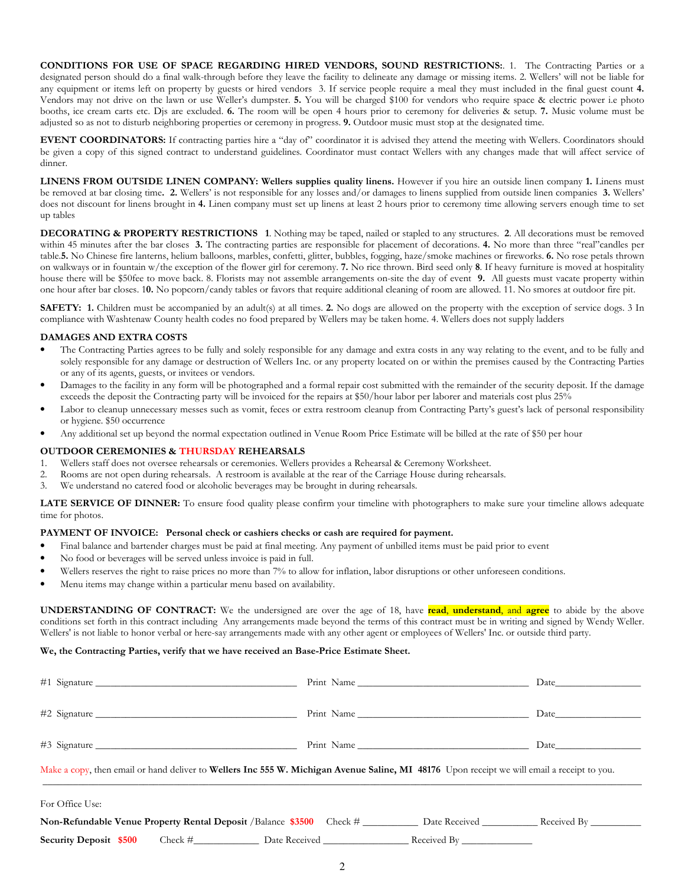**CONDITIONS FOR USE OF SPACE REGARDING HIRED VENDORS, SOUND RESTRICTIONS:**. 1. The Contracting Parties or a designated person should do a final walk-through before they leave the facility to delineate any damage or missing items. 2. Wellers' will not be liable for any equipment or items left on property by guests or hired vendors 3. If service people require a meal they must included in the final guest count **4.** Vendors may not drive on the lawn or use Weller's dumpster. **5.** You will be charged $100 for vendors who require space & electric power i.e photo booths, ice cream carts etc. Djs are excluded. **6.** The room will be open 4 hours prior to ceremony for deliveries & setup. **7.** Music volume must be adjusted so as not to disturb neighboring properties or ceremony in progress. **9.** Outdoor music must stop at the designated time.

**EVENT COORDINATORS:** If contracting parties hire a "day of" coordinator it is advised they attend the meeting with Wellers. Coordinators should be given a copy of this signed contract to understand guidelines. Coordinator must contact Wellers with any changes made that will affect service of dinner.

**LINENS FROM OUTSIDE LINEN COMPANY: Wellers supplies quality linens.** However if you hire an outside linen company **1.** Linens must be removed at bar closing time**. 2.** Wellers' is not responsible for any losses and/or damages to linens supplied from outside linen companies **3.** Wellers' does not discount for linens brought in **4.** Linen company must set up linens at least 2 hours prior to ceremony time allowing servers enough time to set up tables

**DECORATING & PROPERTY RESTRICTIONS 1**. Nothing may be taped, nailed or stapled to any structures. **2**. All decorations must be removed within 45 minutes after the bar closes **3.** The contracting parties are responsible for placement of decorations. **4.** No more than three "real"candles per table.**5.** No Chinese fire lanterns, helium balloons, marbles, confetti, glitter, bubbles, fogging, haze/smoke machines or fireworks. **6.** No rose petals thrown on walkways or in fountain w/the exception of the flower girl for ceremony. **7.** No rice thrown. Bird seed only **8**. If heavy furniture is moved at hospitality house there will be $50fee to move back. 8. Florists may not assemble arrangements on-site the day of event **9.** All guests must vacate property within one hour after bar closes. 1**0.** No popcorn/candy tables or favors that require additional cleaning of room are allowed. 11. No smores at outdoor fire pit.

**SAFETY: 1.** Children must be accompanied by an adult(s) at all times. **2.** No dogs are allowed on the property with the exception of service dogs. 3 In compliance with Washtenaw County health codes no food prepared by Wellers may be taken home. 4. Wellers does not supply ladders

**DAMAGES AND EXTRA COSTS**

- The Contracting Parties agrees to be fully and solely responsible for any damage and extra costs in any way relating to the event, and to be fully and solely responsible for any damage or destruction of Wellers Inc. or any property located on or within the premises caused by the Contracting Parties or any of its agents, guests, or invitees or vendors.
- Damages to the facility in any form will be photographed and a formal repair cost submitted with the remainder of the security deposit. If the damage exceeds the deposit the Contracting party will be invoiced for the repairs at $50/hour labor per laborer and materials cost plus 25%
- Labor to cleanup unnecessary messes such as vomit, feces or extra restroom cleanup from Contracting Party's guest's lack of personal responsibility or hygiene. $50 occurrence
- Any additional set up beyond the normal expectation outlined in Venue Room Price Estimate will be billed at the rate of $50 per hour

**OUTDOOR CEREMONIES & THURSDAY REHEARSALS**

1. Wellers staff does not oversee rehearsals or ceremonies. Wellers provides a Rehearsal & Ceremony Worksheet.
2. Rooms are not open during rehearsals. A restroom is available at the rear of the Carriage House during rehearsals.
3. We understand no catered food or alcoholic beverages may be brought in during rehearsals.

**LATE SERVICE OF DINNER:** To ensure food quality please confirm your timeline with photographers to make sure your timeline allows adequate time for photos.

**PAYMENT OF INVOICE: Personal check or cashiers checks or cash are required for payment.**

- Final balance and bartender charges must be paid at final meeting. Any payment of unbilled items must be paid prior to event
- No food or beverages will be served unless invoice is paid in full.
- Wellers reserves the right to raise prices no more than 7% to allow for inflation, labor disruptions or other unforeseen conditions.
- Menu items may change within a particular menu based on availability.

**UNDERSTANDING OF CONTRACT:** We the undersigned are over the age of 18, have **read**, **understand**, and **agree** to abide by the above conditions set forth in this contract including Any arrangements made beyond the terms of this contract must be in writing and signed by Wendy Weller. Wellers' is not liable to honor verbal or here-say arrangements made with any other agent or employees of Wellers' Inc. or outside third party.

**We, the Contracting Parties, verify that we have received an Base-Price Estimate Sheet.**

#1 Signature ________________________ Print Name ________________________ Date____________

#2 Signature ________________________ Print Name ________________________ Date____________

#3 Signature ________________________ Print Name ________________________ Date____________

Make a copy, then email or hand deliver to **Wellers Inc 555 W. Michigan Avenue Saline, MI 48176** Upon receipt we will email a receipt to you.

---

For Office Use:

**Non-Refundable Venue Property Rental Deposit** /Balance **$3500** Check # __________ Date Received __________ Received By __________

**Security Deposit $500** Check #____________ Date Received ______________ Received By ____________